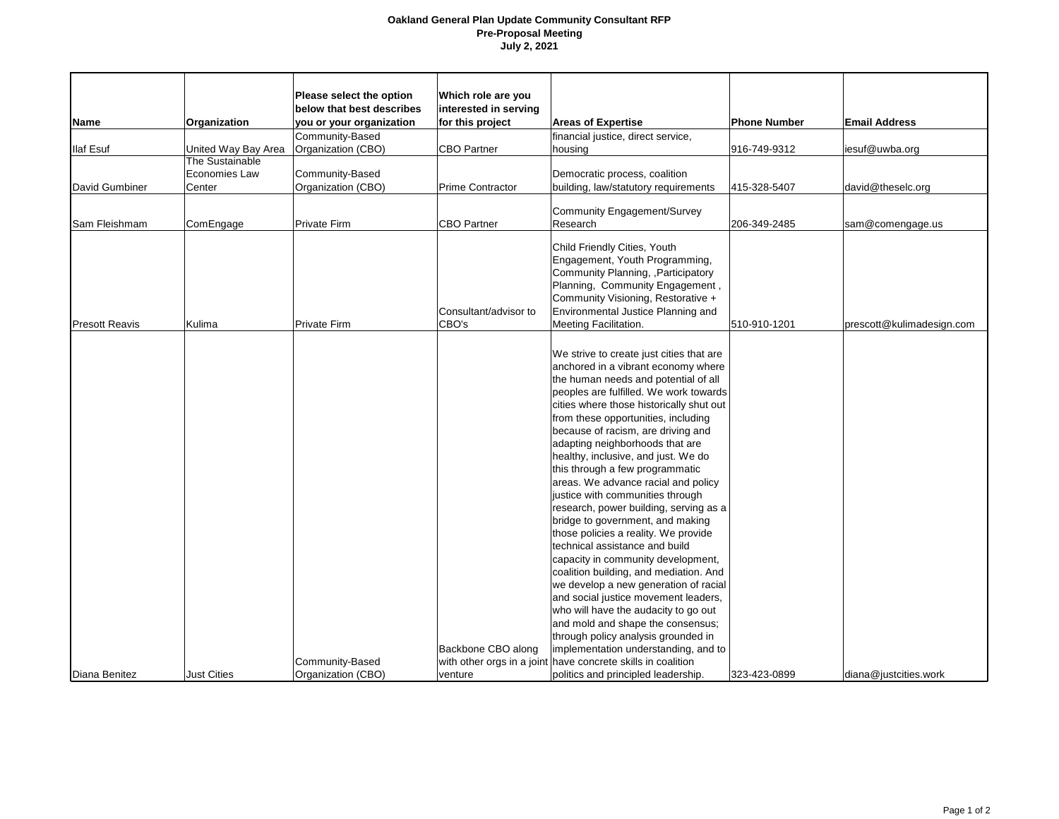**Oakland General Plan Update Community Consultant RFP**
**Pre-Proposal Meeting**
**July 2, 2021**

| Name | Organization | Please select the option below that best describes you or your organization | Which role are you interested in serving for this project | Areas of Expertise | Phone Number | Email Address |
|---|---|---|---|---|---|---|
| Ilaf Esuf | United Way Bay Area | Community-Based Organization (CBO) | CBO Partner | financial justice, direct service, housing | 916-749-9312 | iesuf@uwba.org |
| David Gumbiner | The Sustainable Economies Law Center | Community-Based Organization (CBO) | Prime Contractor | Democratic process, coalition building, law/statutory requirements | 415-328-5407 | david@theselc.org |
| Sam Fleishmam | ComEngage | Private Firm | CBO Partner | Community Engagement/Survey Research | 206-349-2485 | sam@comengage.us |
| Presott Reavis | Kulima | Private Firm | Consultant/advisor to CBO's | Child Friendly Cities, Youth Engagement, Youth Programming, Community Planning, ,Participatory Planning, Community Engagement , Community Visioning, Restorative + Environmental Justice Planning and Meeting Facilitation. | 510-910-1201 | prescott@kulimadesign.com |
| Diana Benitez | Just Cities | Community-Based Organization (CBO) | Backbone CBO along with other orgs in a joint venture | We strive to create just cities that are anchored in a vibrant economy where the human needs and potential of all peoples are fulfilled. We work towards cities where those historically shut out from these opportunities, including because of racism, are driving and adapting neighborhoods that are healthy, inclusive, and just. We do this through a few programmatic areas. We advance racial and policy justice with communities through research, power building, serving as a bridge to government, and making those policies a reality. We provide technical assistance and build capacity in community development, coalition building, and mediation. And we develop a new generation of racial and social justice movement leaders, who will have the audacity to go out and mold and shape the consensus; through policy analysis grounded in implementation understanding, and to have concrete skills in coalition politics and principled leadership. | 323-423-0899 | diana@justcities.work |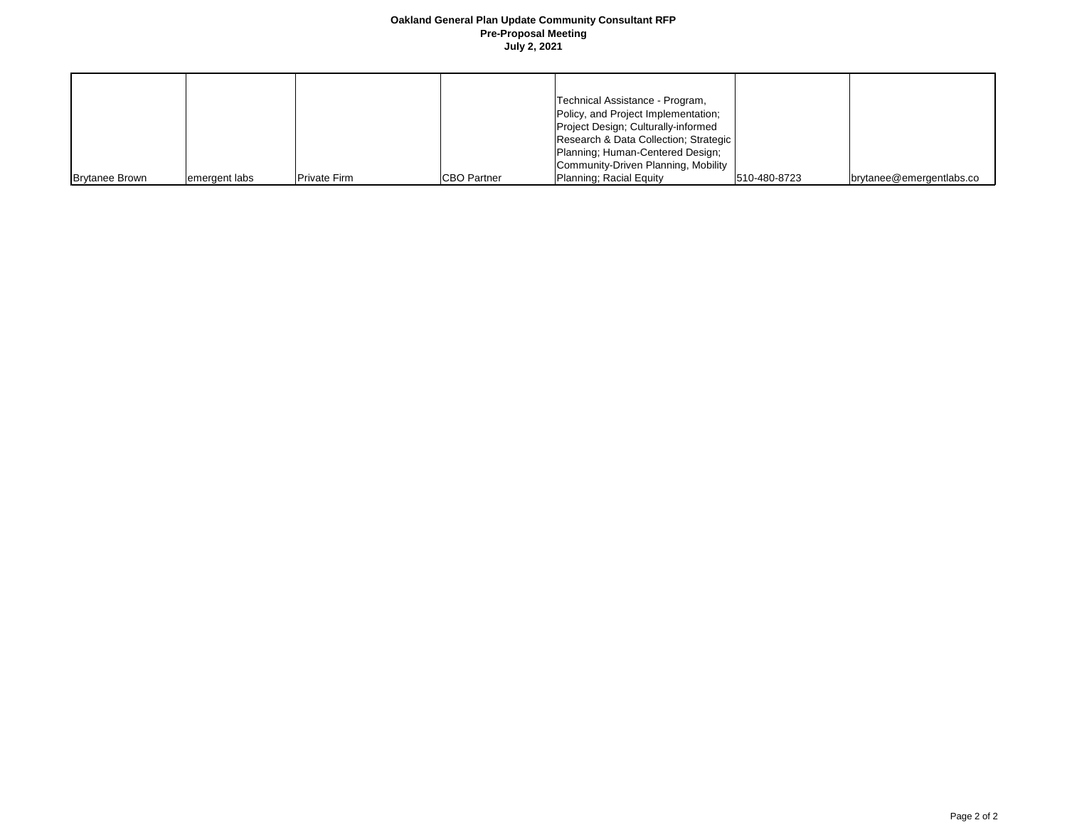**Oakland General Plan Update Community Consultant RFP**
**Pre-Proposal Meeting**
**July 2, 2021**

| | | | | | | |
|---|---|---|---|---|---|---|
| Brytanee Brown | emergent labs | Private Firm | CBO Partner | Technical Assistance - Program, Policy, and Project Implementation; Project Design; Culturally-informed Research & Data Collection; Strategic Planning; Human-Centered Design; Community-Driven Planning, Mobility Planning; Racial Equity | 510-480-8723 | brytanee@emergentlabs.co |